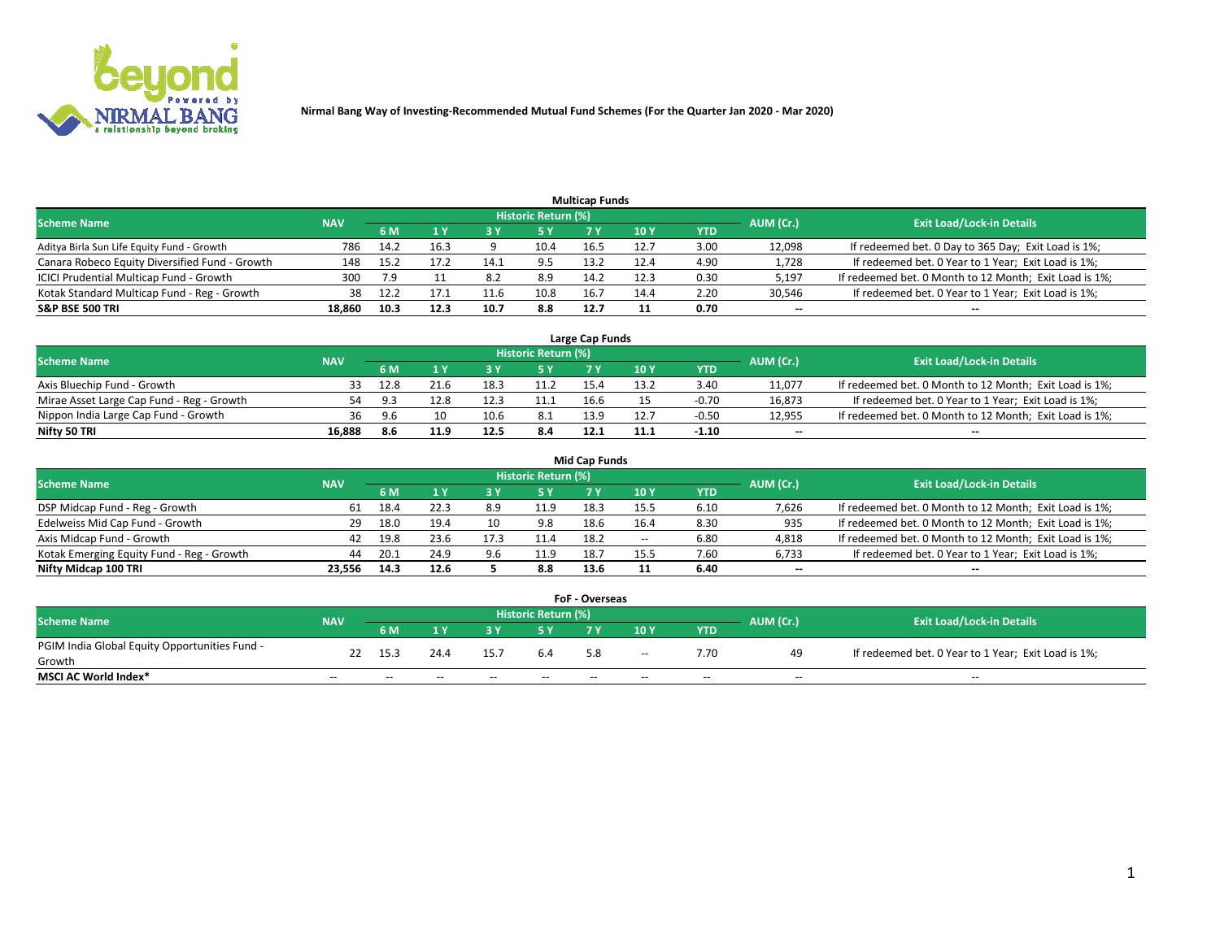Nirmal Bang Way of Investing-Recommended Mutual Fund Schemes (For the Quarter Jan 2020 - Mar 2020)

## Multicap Funds

| Scheme Name | NAV | Historic Return (%) | | | | | | | AUM (Cr.) | Exit Load/Lock-in Details |
|---|---|---|---|---|---|---|---|---|---|---|
| | | 6 M | 1 Y | 3 Y | 5 Y | 7 Y | 10 Y | YTD | | |
| Aditya Birla Sun Life Equity Fund - Growth | 786 | 14.2 | 16.3 | 9 | 10.4 | 16.5 | 12.7 | 3.00 | 12,098 | If redeemed bet. 0 Day to 365 Day; Exit Load is 1%; |
| Canara Robeco Equity Diversified Fund - Growth | 148 | 15.2 | 17.2 | 14.1 | 9.5 | 13.2 | 12.4 | 4.90 | 1,728 | If redeemed bet. 0 Year to 1 Year; Exit Load is 1%; |
| ICICI Prudential Multicap Fund - Growth | 300 | 7.9 | 11 | 8.2 | 8.9 | 14.2 | 12.3 | 0.30 | 5,197 | If redeemed bet. 0 Month to 12 Month; Exit Load is 1%; |
| Kotak Standard Multicap Fund - Reg - Growth | 38 | 12.2 | 17.1 | 11.6 | 10.8 | 16.7 | 14.4 | 2.20 | 30,546 | If redeemed bet. 0 Year to 1 Year; Exit Load is 1%; |
| **S&P BSE 500 TRI** | **18,860** | **10.3** | **12.3** | **10.7** | **8.8** | **12.7** | **11** | **0.70** | **--** | **--** |

## Large Cap Funds

| Scheme Name | NAV | Historic Return (%) | | | | | | | AUM (Cr.) | Exit Load/Lock-in Details |
|---|---|---|---|---|---|---|---|---|---|---|
| | | 6 M | 1 Y | 3 Y | 5 Y | 7 Y | 10 Y | YTD | | |
| Axis Bluechip Fund - Growth | 33 | 12.8 | 21.6 | 18.3 | 11.2 | 15.4 | 13.2 | 3.40 | 11,077 | If redeemed bet. 0 Month to 12 Month; Exit Load is 1%; |
| Mirae Asset Large Cap Fund - Reg - Growth | 54 | 9.3 | 12.8 | 12.3 | 11.1 | 16.6 | 15 | -0.70 | 16,873 | If redeemed bet. 0 Year to 1 Year; Exit Load is 1%; |
| Nippon India Large Cap Fund - Growth | 36 | 9.6 | 10 | 10.6 | 8.1 | 13.9 | 12.7 | -0.50 | 12,955 | If redeemed bet. 0 Month to 12 Month; Exit Load is 1%; |
| **Nifty 50 TRI** | **16,888** | **8.6** | **11.9** | **12.5** | **8.4** | **12.1** | **11.1** | **-1.10** | **--** | **--** |

## Mid Cap Funds

| Scheme Name | NAV | Historic Return (%) | | | | | | | AUM (Cr.) | Exit Load/Lock-in Details |
|---|---|---|---|---|---|---|---|---|---|---|
| | | 6 M | 1 Y | 3 Y | 5 Y | 7 Y | 10 Y | YTD | | |
| DSP Midcap Fund - Reg - Growth | 61 | 18.4 | 22.3 | 8.9 | 11.9 | 18.3 | 15.5 | 6.10 | 7,626 | If redeemed bet. 0 Month to 12 Month; Exit Load is 1%; |
| Edelweiss Mid Cap Fund - Growth | 29 | 18.0 | 19.4 | 10 | 9.8 | 18.6 | 16.4 | 8.30 | 935 | If redeemed bet. 0 Month to 12 Month; Exit Load is 1%; |
| Axis Midcap Fund - Growth | 42 | 19.8 | 23.6 | 17.3 | 11.4 | 18.2 | -- | 6.80 | 4,818 | If redeemed bet. 0 Month to 12 Month; Exit Load is 1%; |
| Kotak Emerging Equity Fund - Reg - Growth | 44 | 20.1 | 24.9 | 9.6 | 11.9 | 18.7 | 15.5 | 7.60 | 6,733 | If redeemed bet. 0 Year to 1 Year; Exit Load is 1%; |
| **Nifty Midcap 100 TRI** | **23,556** | **14.3** | **12.6** | **5** | **8.8** | **13.6** | **11** | **6.40** | **--** | **--** |

## FoF - Overseas

| Scheme Name | NAV | Historic Return (%) | | | | | | | AUM (Cr.) | Exit Load/Lock-in Details |
|---|---|---|---|---|---|---|---|---|---|---|
| | | 6 M | 1 Y | 3 Y | 5 Y | 7 Y | 10 Y | YTD | | |
| PGIM India Global Equity Opportunities Fund - Growth | 22 | 15.3 | 24.4 | 15.7 | 6.4 | 5.8 | -- | 7.70 | 49 | If redeemed bet. 0 Year to 1 Year; Exit Load is 1%; |
| **MSCI AC World Index*** | -- | -- | -- | -- | -- | -- | -- | -- | -- | -- |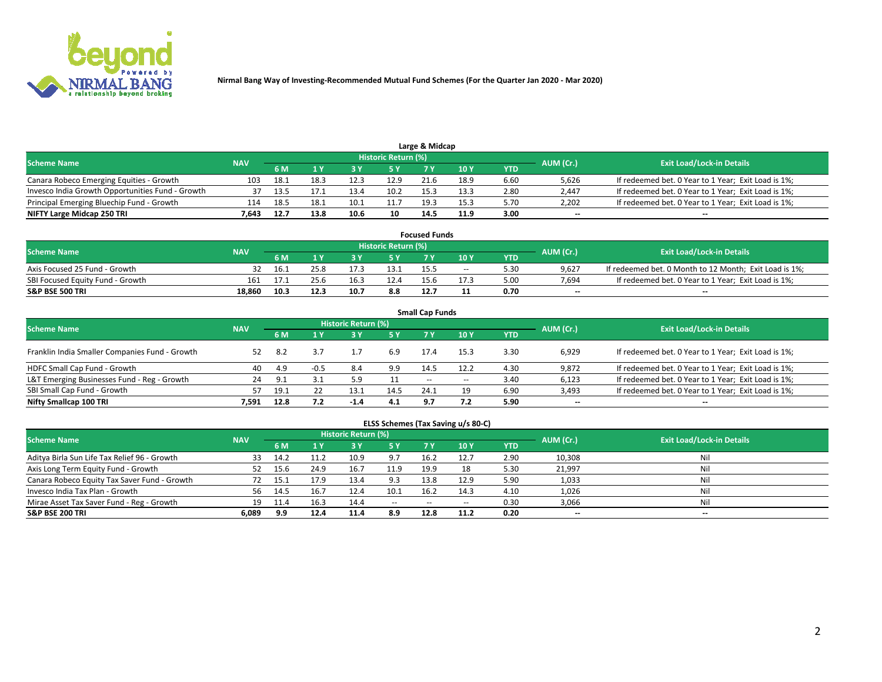Nirmal Bang Way of Investing-Recommended Mutual Fund Schemes (For the Quarter Jan 2020 - Mar 2020)

## Large & Midcap

| Scheme Name | NAV | Historic Return (%) | | | | | | | AUM (Cr.) | Exit Load/Lock-in Details |
|---|---|---|---|---|---|---|---|---|---|---|
| | | 6 M | 1 Y | 3 Y | 5 Y | 7 Y | 10 Y | YTD | | |
| Canara Robeco Emerging Equities - Growth | 103 | 18.1 | 18.3 | 12.3 | 12.9 | 21.6 | 18.9 | 6.60 | 5,626 | If redeemed bet. 0 Year to 1 Year; Exit Load is 1%; |
| Invesco India Growth Opportunities Fund - Growth | 37 | 13.5 | 17.1 | 13.4 | 10.2 | 15.3 | 13.3 | 2.80 | 2,447 | If redeemed bet. 0 Year to 1 Year; Exit Load is 1%; |
| Principal Emerging Bluechip Fund - Growth | 114 | 18.5 | 18.1 | 10.1 | 11.7 | 19.3 | 15.3 | 5.70 | 2,202 | If redeemed bet. 0 Year to 1 Year; Exit Load is 1%; |
| **NIFTY Large Midcap 250 TRI** | **7,643** | **12.7** | **13.8** | **10.6** | **10** | **14.5** | **11.9** | **3.00** | -- | -- |

## Focused Funds

| Scheme Name | NAV | Historic Return (%) | | | | | | | AUM (Cr.) | Exit Load/Lock-in Details |
|---|---|---|---|---|---|---|---|---|---|---|
| | | 6 M | 1 Y | 3 Y | 5 Y | 7 Y | 10 Y | YTD | | |
| Axis Focused 25 Fund - Growth | 32 | 16.1 | 25.8 | 17.3 | 13.1 | 15.5 | -- | 5.30 | 9,627 | If redeemed bet. 0 Month to 12 Month; Exit Load is 1%; |
| SBI Focused Equity Fund - Growth | 161 | 17.1 | 25.6 | 16.3 | 12.4 | 15.6 | 17.3 | 5.00 | 7,694 | If redeemed bet. 0 Year to 1 Year; Exit Load is 1%; |
| **S&P BSE 500 TRI** | **18,860** | **10.3** | **12.3** | **10.7** | **8.8** | **12.7** | **11** | **0.70** | -- | -- |

## Small Cap Funds

| Scheme Name | NAV | Historic Return (%) | | | | | | | AUM (Cr.) | Exit Load/Lock-in Details |
|---|---|---|---|---|---|---|---|---|---|---|
| | | 6 M | 1 Y | 3 Y | 5 Y | 7 Y | 10 Y | YTD | | |
| Franklin India Smaller Companies Fund - Growth | 52 | 8.2 | 3.7 | 1.7 | 6.9 | 17.4 | 15.3 | 3.30 | 6,929 | If redeemed bet. 0 Year to 1 Year; Exit Load is 1%; |
| HDFC Small Cap Fund - Growth | 40 | 4.9 | -0.5 | 8.4 | 9.9 | 14.5 | 12.2 | 4.30 | 9,872 | If redeemed bet. 0 Year to 1 Year; Exit Load is 1%; |
| L&T Emerging Businesses Fund - Reg - Growth | 24 | 9.1 | 3.1 | 5.9 | 11 | -- | -- | 3.40 | 6,123 | If redeemed bet. 0 Year to 1 Year; Exit Load is 1%; |
| SBI Small Cap Fund - Growth | 57 | 19.1 | 22 | 13.1 | 14.5 | 24.1 | 19 | 6.90 | 3,493 | If redeemed bet. 0 Year to 1 Year; Exit Load is 1%; |
| **Nifty Smallcap 100 TRI** | **7,591** | **12.8** | **7.2** | **-1.4** | **4.1** | **9.7** | **7.2** | **5.90** | -- | -- |

## ELSS Schemes (Tax Saving u/s 80-C)

| Scheme Name | NAV | Historic Return (%) | | | | | | | AUM (Cr.) | Exit Load/Lock-in Details |
|---|---|---|---|---|---|---|---|---|---|---|
| | | 6 M | 1 Y | 3 Y | 5 Y | 7 Y | 10 Y | YTD | | |
| Aditya Birla Sun Life Tax Relief 96 - Growth | 33 | 14.2 | 11.2 | 10.9 | 9.7 | 16.2 | 12.7 | 2.90 | 10,308 | Nil |
| Axis Long Term Equity Fund - Growth | 52 | 15.6 | 24.9 | 16.7 | 11.9 | 19.9 | 18 | 5.30 | 21,997 | Nil |
| Canara Robeco Equity Tax Saver Fund - Growth | 72 | 15.1 | 17.9 | 13.4 | 9.3 | 13.8 | 12.9 | 5.90 | 1,033 | Nil |
| Invesco India Tax Plan - Growth | 56 | 14.5 | 16.7 | 12.4 | 10.1 | 16.2 | 14.3 | 4.10 | 1,026 | Nil |
| Mirae Asset Tax Saver Fund - Reg - Growth | 19 | 11.4 | 16.3 | 14.4 | -- | -- | -- | 0.30 | 3,066 | Nil |
| **S&P BSE 200 TRI** | **6,089** | **9.9** | **12.4** | **11.4** | **8.9** | **12.8** | **11.2** | **0.20** | -- | -- |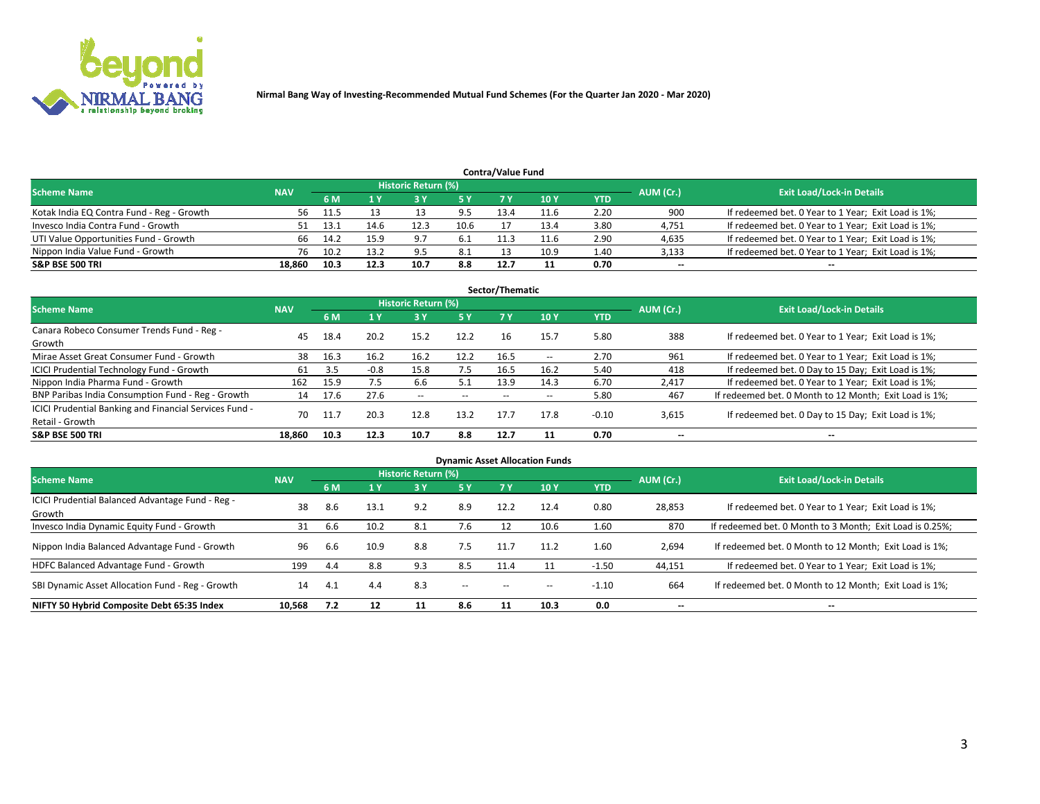Nirmal Bang Way of Investing-Recommended Mutual Fund Schemes (For the Quarter Jan 2020 - Mar 2020)

## Contra/Value Fund

| Scheme Name | NAV | Historic Return (%) | | | | | | | AUM (Cr.) | Exit Load/Lock-in Details |
|---|---|---|---|---|---|---|---|---|---|---|
| | | 6 M | 1 Y | 3 Y | 5 Y | 7 Y | 10 Y | YTD | | |
| Kotak India EQ Contra Fund - Reg - Growth | 56 | 11.5 | 13 | 13 | 9.5 | 13.4 | 11.6 | 2.20 | 900 | If redeemed bet. 0 Year to 1 Year; Exit Load is 1%; |
| Invesco India Contra Fund - Growth | 51 | 13.1 | 14.6 | 12.3 | 10.6 | 17 | 13.4 | 3.80 | 4,751 | If redeemed bet. 0 Year to 1 Year; Exit Load is 1%; |
| UTI Value Opportunities Fund - Growth | 66 | 14.2 | 15.9 | 9.7 | 6.1 | 11.3 | 11.6 | 2.90 | 4,635 | If redeemed bet. 0 Year to 1 Year; Exit Load is 1%; |
| Nippon India Value Fund - Growth | 76 | 10.2 | 13.2 | 9.5 | 8.1 | 13 | 10.9 | 1.40 | 3,133 | If redeemed bet. 0 Year to 1 Year; Exit Load is 1%; |
| **S&P BSE 500 TRI** | **18,860** | **10.3** | **12.3** | **10.7** | **8.8** | **12.7** | **11** | **0.70** | -- | -- |

## Sector/Thematic

| Scheme Name | NAV | Historic Return (%) | | | | | | | AUM (Cr.) | Exit Load/Lock-in Details |
|---|---|---|---|---|---|---|---|---|---|---|
| | | 6 M | 1 Y | 3 Y | 5 Y | 7 Y | 10 Y | YTD | | |
| Canara Robeco Consumer Trends Fund - Reg - Growth | 45 | 18.4 | 20.2 | 15.2 | 12.2 | 16 | 15.7 | 5.80 | 388 | If redeemed bet. 0 Year to 1 Year; Exit Load is 1%; |
| Mirae Asset Great Consumer Fund - Growth | 38 | 16.3 | 16.2 | 16.2 | 12.2 | 16.5 | -- | 2.70 | 961 | If redeemed bet. 0 Year to 1 Year; Exit Load is 1%; |
| ICICI Prudential Technology Fund - Growth | 61 | 3.5 | -0.8 | 15.8 | 7.5 | 16.5 | 16.2 | 5.40 | 418 | If redeemed bet. 0 Day to 15 Day; Exit Load is 1%; |
| Nippon India Pharma Fund - Growth | 162 | 15.9 | 7.5 | 6.6 | 5.1 | 13.9 | 14.3 | 6.70 | 2,417 | If redeemed bet. 0 Year to 1 Year; Exit Load is 1%; |
| BNP Paribas India Consumption Fund - Reg - Growth | 14 | 17.6 | 27.6 | -- | -- | -- | -- | 5.80 | 467 | If redeemed bet. 0 Month to 12 Month; Exit Load is 1%; |
| ICICI Prudential Banking and Financial Services Fund - Retail - Growth | 70 | 11.7 | 20.3 | 12.8 | 13.2 | 17.7 | 17.8 | -0.10 | 3,615 | If redeemed bet. 0 Day to 15 Day; Exit Load is 1%; |
| **S&P BSE 500 TRI** | **18,860** | **10.3** | **12.3** | **10.7** | **8.8** | **12.7** | **11** | **0.70** | -- | -- |

## Dynamic Asset Allocation Funds

| Scheme Name | NAV | Historic Return (%) | | | | | | | AUM (Cr.) | Exit Load/Lock-in Details |
|---|---|---|---|---|---|---|---|---|---|---|
| | | 6 M | 1 Y | 3 Y | 5 Y | 7 Y | 10 Y | YTD | | |
| ICICI Prudential Balanced Advantage Fund - Reg - Growth | 38 | 8.6 | 13.1 | 9.2 | 8.9 | 12.2 | 12.4 | 0.80 | 28,853 | If redeemed bet. 0 Year to 1 Year; Exit Load is 1%; |
| Invesco India Dynamic Equity Fund - Growth | 31 | 6.6 | 10.2 | 8.1 | 7.6 | 12 | 10.6 | 1.60 | 870 | If redeemed bet. 0 Month to 3 Month; Exit Load is 0.25%; |
| Nippon India Balanced Advantage Fund - Growth | 96 | 6.6 | 10.9 | 8.8 | 7.5 | 11.7 | 11.2 | 1.60 | 2,694 | If redeemed bet. 0 Month to 12 Month; Exit Load is 1%; |
| HDFC Balanced Advantage Fund - Growth | 199 | 4.4 | 8.8 | 9.3 | 8.5 | 11.4 | 11 | -1.50 | 44,151 | If redeemed bet. 0 Year to 1 Year; Exit Load is 1%; |
| SBI Dynamic Asset Allocation Fund - Reg - Growth | 14 | 4.1 | 4.4 | 8.3 | -- | -- | -- | -1.10 | 664 | If redeemed bet. 0 Month to 12 Month; Exit Load is 1%; |
| **NIFTY 50 Hybrid Composite Debt 65:35 Index** | **10,568** | **7.2** | **12** | **11** | **8.6** | **11** | **10.3** | **0.0** | -- | -- |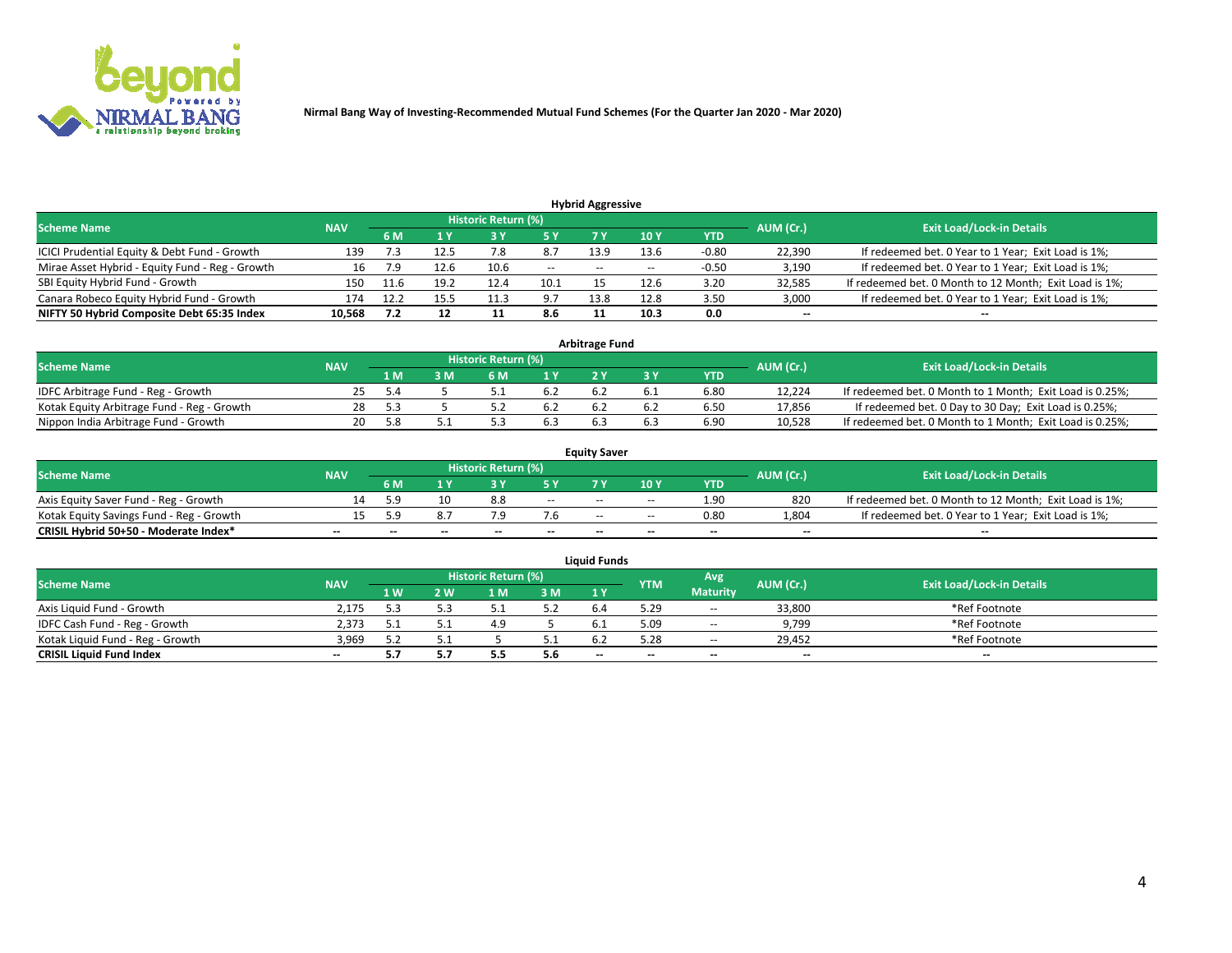**Nirmal Bang Way of Investing-Recommended Mutual Fund Schemes (For the Quarter Jan 2020 - Mar 2020)**

### Hybrid Aggressive

| Scheme Name | NAV | Historic Return (%) | | | | | | | AUM (Cr.) | Exit Load/Lock-in Details |
|---|---|---|---|---|---|---|---|---|---|---|
| | | 6 M | 1 Y | 3 Y | 5 Y | 7 Y | 10 Y | YTD | | |
| ICICI Prudential Equity & Debt Fund - Growth | 139 | 7.3 | 12.5 | 7.8 | 8.7 | 13.9 | 13.6 | -0.80 | 22,390 | If redeemed bet. 0 Year to 1 Year; Exit Load is 1%; |
| Mirae Asset Hybrid - Equity Fund - Reg - Growth | 16 | 7.9 | 12.6 | 10.6 | -- | -- | -- | -0.50 | 3,190 | If redeemed bet. 0 Year to 1 Year; Exit Load is 1%; |
| SBI Equity Hybrid Fund - Growth | 150 | 11.6 | 19.2 | 12.4 | 10.1 | 15 | 12.6 | 3.20 | 32,585 | If redeemed bet. 0 Month to 12 Month; Exit Load is 1%; |
| Canara Robeco Equity Hybrid Fund - Growth | 174 | 12.2 | 15.5 | 11.3 | 9.7 | 13.8 | 12.8 | 3.50 | 3,000 | If redeemed bet. 0 Year to 1 Year; Exit Load is 1%; |
| **NIFTY 50 Hybrid Composite Debt 65:35 Index** | **10,568** | **7.2** | **12** | **11** | **8.6** | **11** | **10.3** | **0.0** | **--** | **--** |

### Arbitrage Fund

| Scheme Name | NAV | Historic Return (%) | | | | | | | AUM (Cr.) | Exit Load/Lock-in Details |
|---|---|---|---|---|---|---|---|---|---|---|
| | | 1 M | 3 M | 6 M | 1 Y | 2 Y | 3 Y | YTD | | |
| IDFC Arbitrage Fund - Reg - Growth | 25 | 5.4 | 5 | 5.1 | 6.2 | 6.2 | 6.1 | 6.80 | 12,224 | If redeemed bet. 0 Month to 1 Month; Exit Load is 0.25%; |
| Kotak Equity Arbitrage Fund - Reg - Growth | 28 | 5.3 | 5 | 5.2 | 6.2 | 6.2 | 6.2 | 6.50 | 17,856 | If redeemed bet. 0 Day to 30 Day; Exit Load is 0.25%; |
| Nippon India Arbitrage Fund - Growth | 20 | 5.8 | 5.1 | 5.3 | 6.3 | 6.3 | 6.3 | 6.90 | 10,528 | If redeemed bet. 0 Month to 1 Month; Exit Load is 0.25%; |

### Equity Saver

| Scheme Name | NAV | Historic Return (%) | | | | | | | AUM (Cr.) | Exit Load/Lock-in Details |
|---|---|---|---|---|---|---|---|---|---|---|
| | | 6 M | 1 Y | 3 Y | 5 Y | 7 Y | 10 Y | YTD | | |
| Axis Equity Saver Fund - Reg - Growth | 14 | 5.9 | 10 | 8.8 | -- | -- | -- | 1.90 | 820 | If redeemed bet. 0 Month to 12 Month; Exit Load is 1%; |
| Kotak Equity Savings Fund - Reg - Growth | 15 | 5.9 | 8.7 | 7.9 | 7.6 | -- | -- | 0.80 | 1,804 | If redeemed bet. 0 Year to 1 Year; Exit Load is 1%; |
| **CRISIL Hybrid 50+50 - Moderate Index*** | **--** | **--** | **--** | **--** | **--** | **--** | **--** | **--** | **--** | **--** |

### Liquid Funds

| Scheme Name | NAV | Historic Return (%) | | | | | YTM | Avg Maturity | AUM (Cr.) | Exit Load/Lock-in Details |
|---|---|---|---|---|---|---|---|---|---|---|
| | | 1 W | 2 W | 1 M | 3 M | 1 Y | | | | |
| Axis Liquid Fund - Growth | 2,175 | 5.3 | 5.3 | 5.1 | 5.2 | 6.4 | 5.29 | -- | 33,800 | *Ref Footnote |
| IDFC Cash Fund - Reg - Growth | 2,373 | 5.1 | 5.1 | 4.9 | 5 | 6.1 | 5.09 | -- | 9,799 | *Ref Footnote |
| Kotak Liquid Fund - Reg - Growth | 3,969 | 5.2 | 5.1 | 5 | 5.1 | 6.2 | 5.28 | -- | 29,452 | *Ref Footnote |
| **CRISIL Liquid Fund Index** | **--** | **5.7** | **5.7** | **5.5** | **5.6** | **--** | **--** | **--** | **--** | **--** |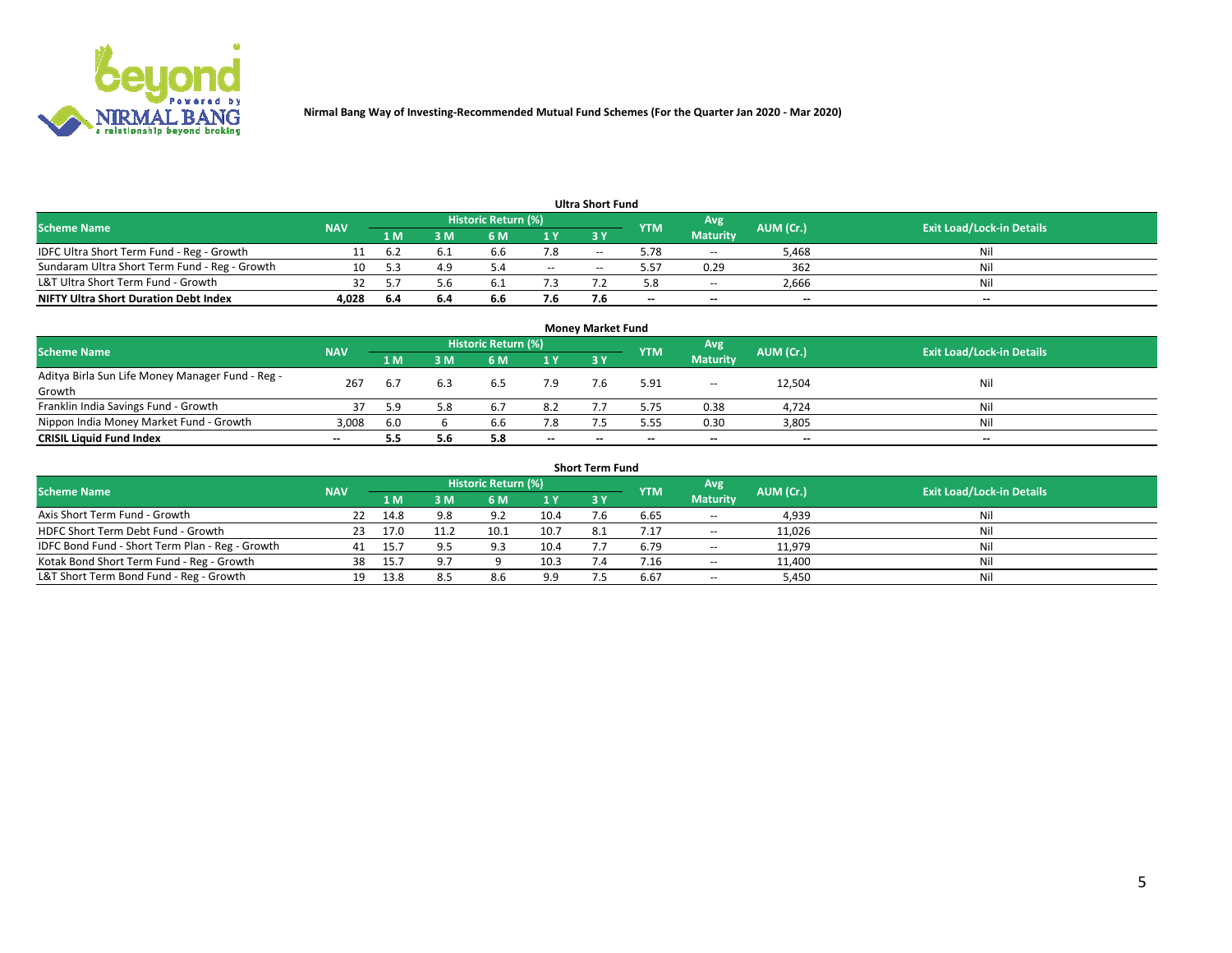**Nirmal Bang Way of Investing-Recommended Mutual Fund Schemes (For the Quarter Jan 2020 - Mar 2020)**

### Ultra Short Fund

| Scheme Name | NAV | Historic Return (%) | | | | | YTM | Avg Maturity | AUM (Cr.) | Exit Load/Lock-in Details |
|---|---|---|---|---|---|---|---|---|---|---|
| | | 1 M | 3 M | 6 M | 1 Y | 3 Y | | | | |
| IDFC Ultra Short Term Fund - Reg - Growth | 11 | 6.2 | 6.1 | 6.6 | 7.8 | -- | 5.78 | -- | 5,468 | Nil |
| Sundaram Ultra Short Term Fund - Reg - Growth | 10 | 5.3 | 4.9 | 5.4 | -- | -- | 5.57 | 0.29 | 362 | Nil |
| L&T Ultra Short Term Fund - Growth | 32 | 5.7 | 5.6 | 6.1 | 7.3 | 7.2 | 5.8 | -- | 2,666 | Nil |
| **NIFTY Ultra Short Duration Debt Index** | **4,028** | **6.4** | **6.4** | **6.6** | **7.6** | **7.6** | **--** | **--** | **--** | **--** |

### Money Market Fund

| Scheme Name | NAV | Historic Return (%) | | | | | YTM | Avg Maturity | AUM (Cr.) | Exit Load/Lock-in Details |
|---|---|---|---|---|---|---|---|---|---|---|
| | | 1 M | 3 M | 6 M | 1 Y | 3 Y | | | | |
| Aditya Birla Sun Life Money Manager Fund - Reg - Growth | 267 | 6.7 | 6.3 | 6.5 | 7.9 | 7.6 | 5.91 | -- | 12,504 | Nil |
| Franklin India Savings Fund - Growth | 37 | 5.9 | 5.8 | 6.7 | 8.2 | 7.7 | 5.75 | 0.38 | 4,724 | Nil |
| Nippon India Money Market Fund - Growth | 3,008 | 6.0 | 6 | 6.6 | 7.8 | 7.5 | 5.55 | 0.30 | 3,805 | Nil |
| **CRISIL Liquid Fund Index** | **--** | **5.5** | **5.6** | **5.8** | **--** | **--** | **--** | **--** | **--** | **--** |

### Short Term Fund

| Scheme Name | NAV | Historic Return (%) | | | | | YTM | Avg Maturity | AUM (Cr.) | Exit Load/Lock-in Details |
|---|---|---|---|---|---|---|---|---|---|---|
| | | 1 M | 3 M | 6 M | 1 Y | 3 Y | | | | |
| Axis Short Term Fund - Growth | 22 | 14.8 | 9.8 | 9.2 | 10.4 | 7.6 | 6.65 | -- | 4,939 | Nil |
| HDFC Short Term Debt Fund - Growth | 23 | 17.0 | 11.2 | 10.1 | 10.7 | 8.1 | 7.17 | -- | 11,026 | Nil |
| IDFC Bond Fund - Short Term Plan - Reg - Growth | 41 | 15.7 | 9.5 | 9.3 | 10.4 | 7.7 | 6.79 | -- | 11,979 | Nil |
| Kotak Bond Short Term Fund - Reg - Growth | 38 | 15.7 | 9.7 | 9 | 10.3 | 7.4 | 7.16 | -- | 11,400 | Nil |
| L&T Short Term Bond Fund - Reg - Growth | 19 | 13.8 | 8.5 | 8.6 | 9.9 | 7.5 | 6.67 | -- | 5,450 | Nil |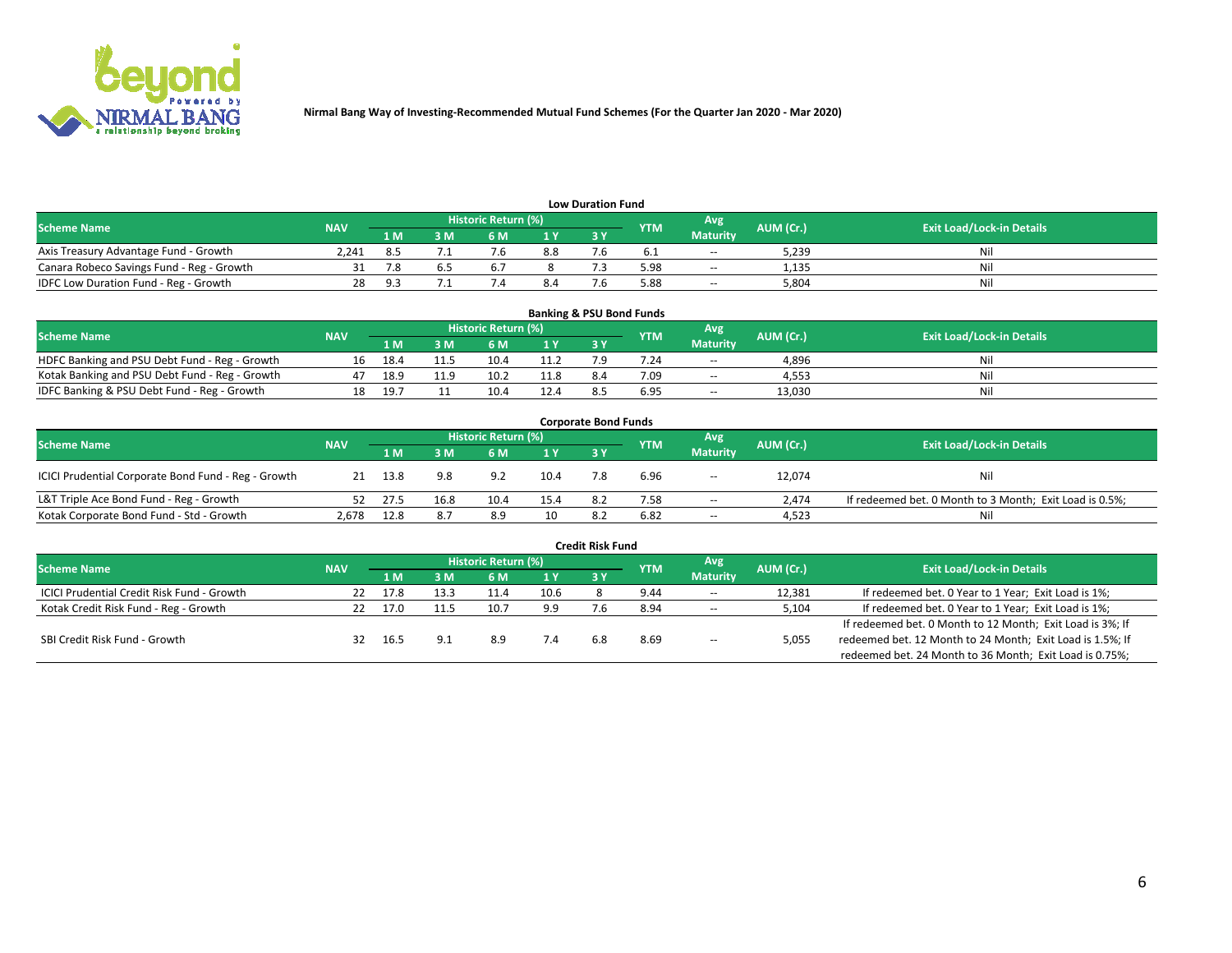Nirmal Bang Way of Investing-Recommended Mutual Fund Schemes (For the Quarter Jan 2020 - Mar 2020)

### Low Duration Fund

| Scheme Name | NAV | Historic Return (%) | | | | | YTM | Avg Maturity | AUM (Cr.) | Exit Load/Lock-in Details |
|---|---|---|---|---|---|---|---|---|---|---|
| | | 1 M | 3 M | 6 M | 1 Y | 3 Y | | | | |
| Axis Treasury Advantage Fund - Growth | 2,241 | 8.5 | 7.1 | 7.6 | 8.8 | 7.6 | 6.1 | -- | 5,239 | Nil |
| Canara Robeco Savings Fund - Reg - Growth | 31 | 7.8 | 6.5 | 6.7 | 8 | 7.3 | 5.98 | -- | 1,135 | Nil |
| IDFC Low Duration Fund - Reg - Growth | 28 | 9.3 | 7.1 | 7.4 | 8.4 | 7.6 | 5.88 | -- | 5,804 | Nil |

### Banking & PSU Bond Funds

| Scheme Name | NAV | Historic Return (%) | | | | | YTM | Avg Maturity | AUM (Cr.) | Exit Load/Lock-in Details |
|---|---|---|---|---|---|---|---|---|---|---|
| | | 1 M | 3 M | 6 M | 1 Y | 3 Y | | | | |
| HDFC Banking and PSU Debt Fund - Reg - Growth | 16 | 18.4 | 11.5 | 10.4 | 11.2 | 7.9 | 7.24 | -- | 4,896 | Nil |
| Kotak Banking and PSU Debt Fund - Reg - Growth | 47 | 18.9 | 11.9 | 10.2 | 11.8 | 8.4 | 7.09 | -- | 4,553 | Nil |
| IDFC Banking & PSU Debt Fund - Reg - Growth | 18 | 19.7 | 11 | 10.4 | 12.4 | 8.5 | 6.95 | -- | 13,030 | Nil |

### Corporate Bond Funds

| Scheme Name | NAV | Historic Return (%) | | | | | YTM | Avg Maturity | AUM (Cr.) | Exit Load/Lock-in Details |
|---|---|---|---|---|---|---|---|---|---|---|
| | | 1 M | 3 M | 6 M | 1 Y | 3 Y | | | | |
| ICICI Prudential Corporate Bond Fund - Reg - Growth | 21 | 13.8 | 9.8 | 9.2 | 10.4 | 7.8 | 6.96 | -- | 12,074 | Nil |
| L&T Triple Ace Bond Fund - Reg - Growth | 52 | 27.5 | 16.8 | 10.4 | 15.4 | 8.2 | 7.58 | -- | 2,474 | If redeemed bet. 0 Month to 3 Month; Exit Load is 0.5%; |
| Kotak Corporate Bond Fund - Std - Growth | 2,678 | 12.8 | 8.7 | 8.9 | 10 | 8.2 | 6.82 | -- | 4,523 | Nil |

### Credit Risk Fund

| Scheme Name | NAV | Historic Return (%) | | | | | YTM | Avg Maturity | AUM (Cr.) | Exit Load/Lock-in Details |
|---|---|---|---|---|---|---|---|---|---|---|
| | | 1 M | 3 M | 6 M | 1 Y | 3 Y | | | | |
| ICICI Prudential Credit Risk Fund - Growth | 22 | 17.8 | 13.3 | 11.4 | 10.6 | 8 | 9.44 | -- | 12,381 | If redeemed bet. 0 Year to 1 Year; Exit Load is 1%; |
| Kotak Credit Risk Fund - Reg - Growth | 22 | 17.0 | 11.5 | 10.7 | 9.9 | 7.6 | 8.94 | -- | 5,104 | If redeemed bet. 0 Year to 1 Year; Exit Load is 1%; |
| SBI Credit Risk Fund - Growth | 32 | 16.5 | 9.1 | 8.9 | 7.4 | 6.8 | 8.69 | -- | 5,055 | If redeemed bet. 0 Month to 12 Month; Exit Load is 3%; If redeemed bet. 12 Month to 24 Month; Exit Load is 1.5%; If redeemed bet. 24 Month to 36 Month; Exit Load is 0.75%; |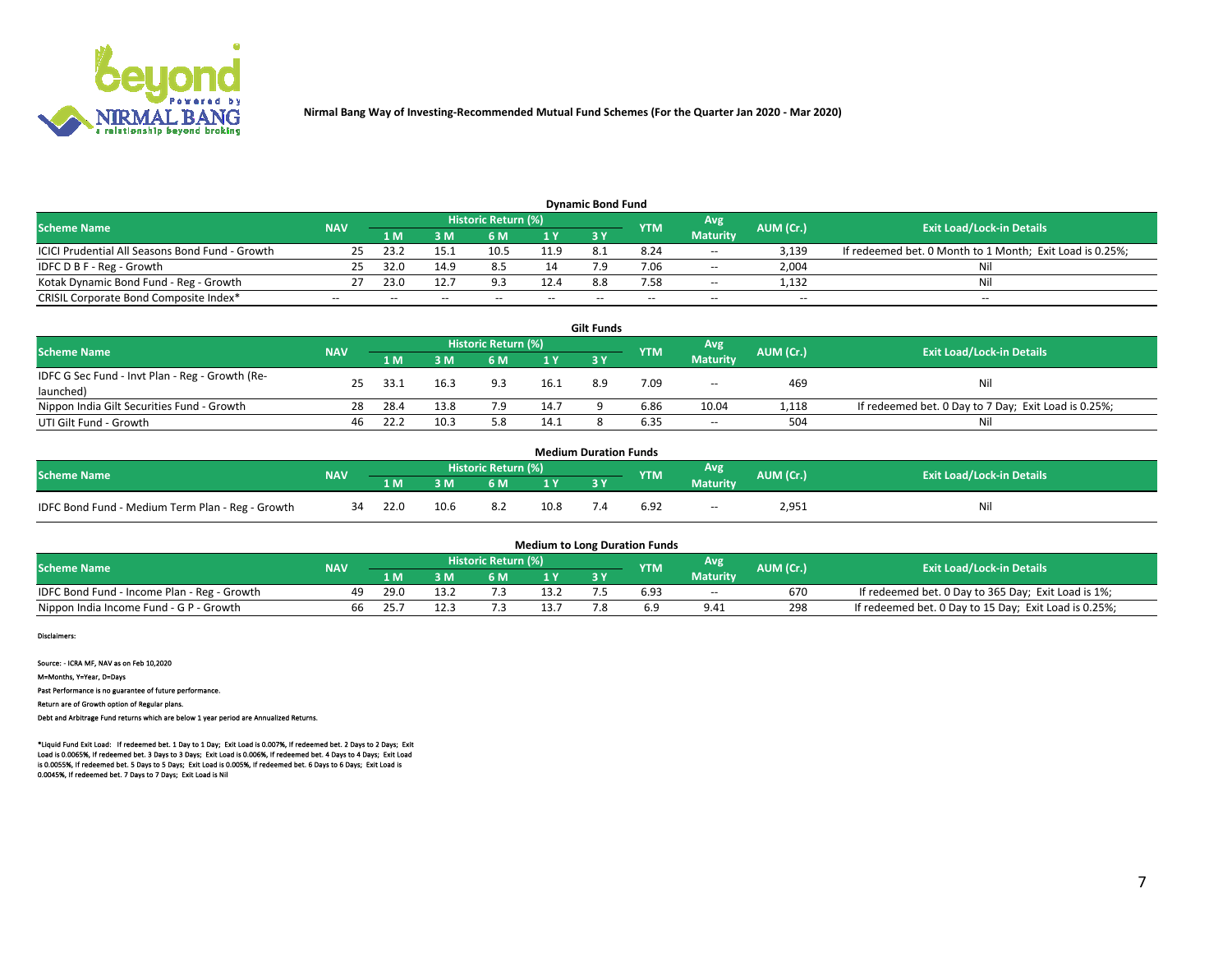Nirmal Bang Way of Investing-Recommended Mutual Fund Schemes (For the Quarter Jan 2020 - Mar 2020)

## Dynamic Bond Fund

| Scheme Name | NAV | Historic Return (%) | | | | | YTM | Avg Maturity | AUM (Cr.) | Exit Load/Lock-in Details |
|---|---|---|---|---|---|---|---|---|---|---|
| | | 1 M | 3 M | 6 M | 1 Y | 3 Y | | | | |
| ICICI Prudential All Seasons Bond Fund - Growth | 25 | 23.2 | 15.1 | 10.5 | 11.9 | 8.1 | 8.24 | -- | 3,139 | If redeemed bet. 0 Month to 1 Month; Exit Load is 0.25%; |
| IDFC D B F - Reg - Growth | 25 | 32.0 | 14.9 | 8.5 | 14 | 7.9 | 7.06 | -- | 2,004 | Nil |
| Kotak Dynamic Bond Fund - Reg - Growth | 27 | 23.0 | 12.7 | 9.3 | 12.4 | 8.8 | 7.58 | -- | 1,132 | Nil |
| CRISIL Corporate Bond Composite Index* | -- | -- | -- | -- | -- | -- | -- | -- | -- | -- |

## Gilt Funds

| Scheme Name | NAV | Historic Return (%) | | | | | YTM | Avg Maturity | AUM (Cr.) | Exit Load/Lock-in Details |
|---|---|---|---|---|---|---|---|---|---|---|
| | | 1 M | 3 M | 6 M | 1 Y | 3 Y | | | | |
| IDFC G Sec Fund - Invt Plan - Reg - Growth (Re-launched) | 25 | 33.1 | 16.3 | 9.3 | 16.1 | 8.9 | 7.09 | -- | 469 | Nil |
| Nippon India Gilt Securities Fund - Growth | 28 | 28.4 | 13.8 | 7.9 | 14.7 | 9 | 6.86 | 10.04 | 1,118 | If redeemed bet. 0 Day to 7 Day; Exit Load is 0.25%; |
| UTI Gilt Fund - Growth | 46 | 22.2 | 10.3 | 5.8 | 14.1 | 8 | 6.35 | -- | 504 | Nil |

## Medium Duration Funds

| Scheme Name | NAV | Historic Return (%) | | | | | YTM | Avg Maturity | AUM (Cr.) | Exit Load/Lock-in Details |
|---|---|---|---|---|---|---|---|---|---|---|
| | | 1 M | 3 M | 6 M | 1 Y | 3 Y | | | | |
| IDFC Bond Fund - Medium Term Plan - Reg - Growth | 34 | 22.0 | 10.6 | 8.2 | 10.8 | 7.4 | 6.92 | -- | 2,951 | Nil |

## Medium to Long Duration Funds

| Scheme Name | NAV | Historic Return (%) | | | | | YTM | Avg Maturity | AUM (Cr.) | Exit Load/Lock-in Details |
|---|---|---|---|---|---|---|---|---|---|---|
| | | 1 M | 3 M | 6 M | 1 Y | 3 Y | | | | |
| IDFC Bond Fund - Income Plan - Reg - Growth | 49 | 29.0 | 13.2 | 7.3 | 13.2 | 7.5 | 6.93 | -- | 670 | If redeemed bet. 0 Day to 365 Day; Exit Load is 1%; |
| Nippon India Income Fund - G P - Growth | 66 | 25.7 | 12.3 | 7.3 | 13.7 | 7.8 | 6.9 | 9.41 | 298 | If redeemed bet. 0 Day to 15 Day; Exit Load is 0.25%; |

Disclaimers:

Source: - ICRA MF, NAV as on Feb 10,2020

M=Months, Y=Year, D=Days

Past Performance is no guarantee of future performance.

Return are of Growth option of Regular plans.

Debt and Arbitrage Fund returns which are below 1 year period are Annualized Returns.

*Liquid Fund Exit Load: If redeemed bet. 1 Day to 1 Day; Exit Load is 0.007%, If redeemed bet. 2 Days to 2 Days; Exit Load is 0.0065%, If redeemed bet. 3 Days to 3 Days; Exit Load is 0.006%, If redeemed bet. 4 Days to 4 Days; Exit Load is 0.0055%, If redeemed bet. 5 Days to 5 Days; Exit Load is 0.005%, If redeemed bet. 6 Days to 6 Days; Exit Load is 0.0045%, If redeemed bet. 7 Days to 7 Days; Exit Load is Nil